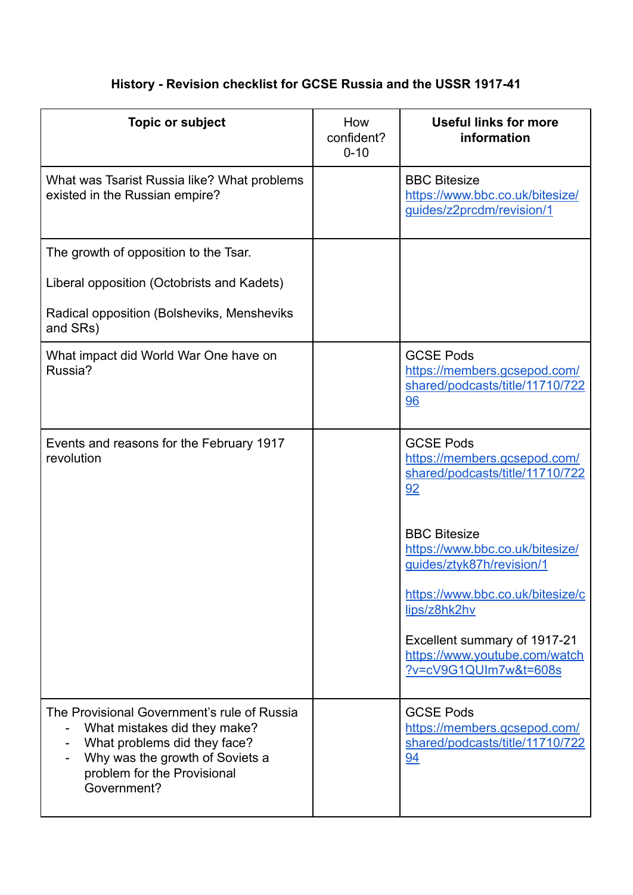**History - Revision checklist for GCSE Russia and the USSR 1917-41**

| Topic or subject | How confident? 0-10 | Useful links for more information |
|---|---|---|
| What was Tsarist Russia like? What problems existed in the Russian empire? | | BBC Bitesize<br>https://www.bbc.co.uk/bitesize/guides/z2prcdm/revision/1 |
| The growth of opposition to the Tsar.<br><br>Liberal opposition (Octobrists and Kadets)<br><br>Radical opposition (Bolsheviks, Mensheviks and SRs) | | |
| What impact did World War One have on Russia? | | GCSE Pods<br>https://members.gcsepod.com/shared/podcasts/title/11710/72296 |
| Events and reasons for the February 1917 revolution | | GCSE Pods<br>https://members.gcsepod.com/shared/podcasts/title/11710/72292<br><br>BBC Bitesize<br>https://www.bbc.co.uk/bitesize/guides/ztyk87h/revision/1<br><br>https://www.bbc.co.uk/bitesize/clips/z8hk2hv<br><br>Excellent summary of 1917-21<br>https://www.youtube.com/watch?v=cV9G1QUIm7w&t=608s |
| The Provisional Government's rule of Russia<br>- What mistakes did they make?<br>- What problems did they face?<br>- Why was the growth of Soviets a problem for the Provisional Government? | | GCSE Pods<br>https://members.gcsepod.com/shared/podcasts/title/11710/72294 |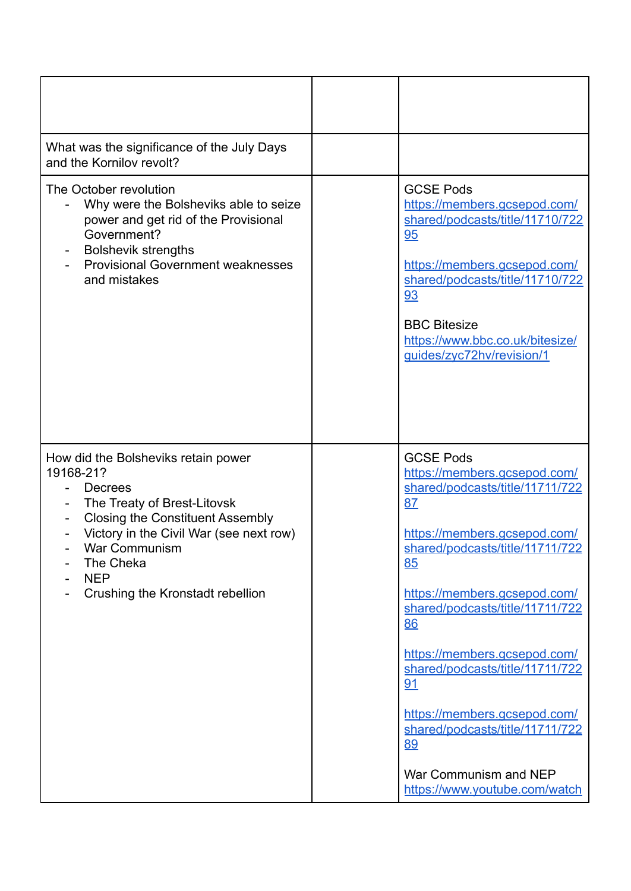| | | |
|---|---|---|
| What was the significance of the July Days and the Kornilov revolt? | | |
| The October revolution<br>- Why were the Bolsheviks able to seize power and get rid of the Provisional Government?<br>- Bolshevik strengths<br>- Provisional Government weaknesses and mistakes | | GCSE Pods<br>https://members.gcsepod.com/shared/podcasts/title/11710/72295<br><br>https://members.gcsepod.com/shared/podcasts/title/11710/72293<br><br>BBC Bitesize<br>https://www.bbc.co.uk/bitesize/guides/zyc72hv/revision/1 |
| How did the Bolsheviks retain power 19168-21?<br>- Decrees<br>- The Treaty of Brest-Litovsk<br>- Closing the Constituent Assembly<br>- Victory in the Civil War (see next row)<br>- War Communism<br>- The Cheka<br>- NEP<br>- Crushing the Kronstadt rebellion | | GCSE Pods<br>https://members.gcsepod.com/shared/podcasts/title/11711/72287<br><br>https://members.gcsepod.com/shared/podcasts/title/11711/72285<br><br>https://members.gcsepod.com/shared/podcasts/title/11711/72286<br><br>https://members.gcsepod.com/shared/podcasts/title/11711/72291<br><br>https://members.gcsepod.com/shared/podcasts/title/11711/72289<br><br>War Communism and NEP<br>https://www.youtube.com/watch |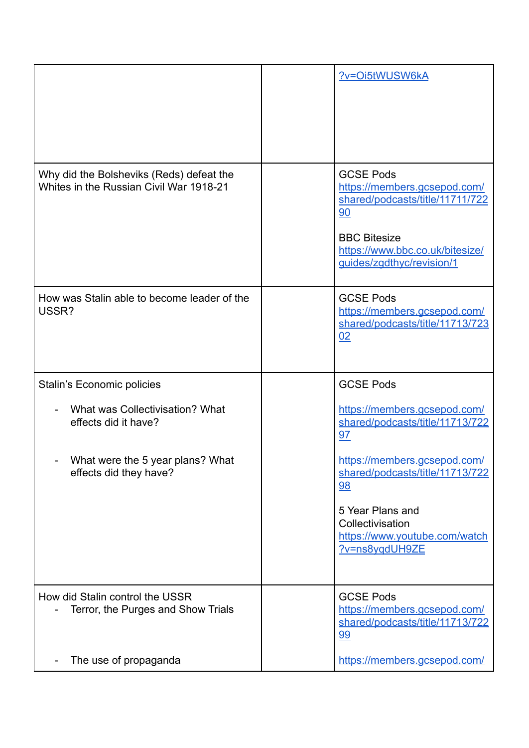| | | |
|---|---|---|
| | | ?v=Oi5tWUSW6kA |
| Why did the Bolsheviks (Reds) defeat the Whites in the Russian Civil War 1918-21 | | GCSE Pods https://members.gcsepod.com/shared/podcasts/title/11711/72290<br><br>BBC Bitesize https://www.bbc.co.uk/bitesize/guides/zgdthyc/revision/1 |
| How was Stalin able to become leader of the USSR? | | GCSE Pods https://members.gcsepod.com/shared/podcasts/title/11713/72302 |
| Stalin's Economic policies<br><br>- What was Collectivisation? What effects did it have?<br><br>- What were the 5 year plans? What effects did they have? | | GCSE Pods<br><br>https://members.gcsepod.com/shared/podcasts/title/11713/72297<br><br>https://members.gcsepod.com/shared/podcasts/title/11713/72298<br><br>5 Year Plans and Collectivisation https://www.youtube.com/watch?v=ns8yqdUH9ZE |
| How did Stalin control the USSR<br>- Terror, the Purges and Show Trials<br><br>- The use of propaganda | | GCSE Pods https://members.gcsepod.com/shared/podcasts/title/11713/72299<br><br>https://members.gcsepod.com/ |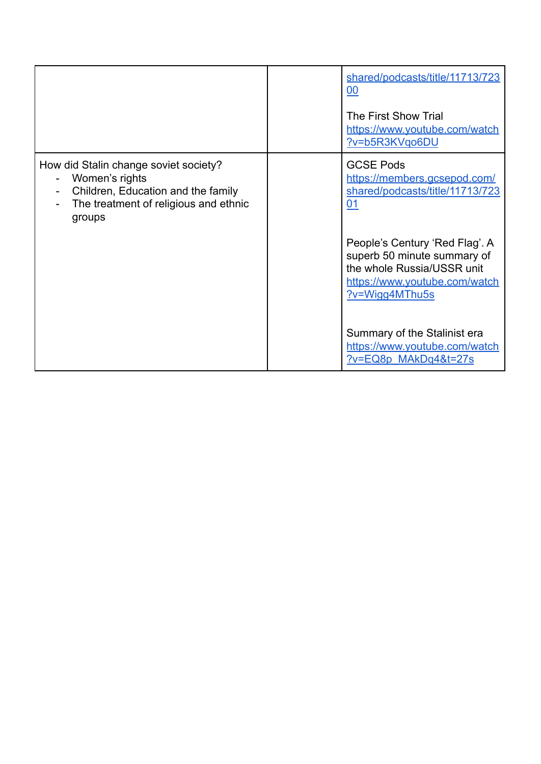| | | |
|---|---|---|
| | | shared/podcasts/title/11713/72300<br><br>The First Show Trial<br>https://www.youtube.com/watch?v=b5R3KVqo6DU |
| How did Stalin change soviet society?<br>- Women's rights<br>- Children, Education and the family<br>- The treatment of religious and ethnic groups | | GCSE Pods<br>https://members.gcsepod.com/shared/podcasts/title/11713/72301<br><br>People's Century 'Red Flag'. A superb 50 minute summary of the whole Russia/USSR unit<br>https://www.youtube.com/watch?v=Wigg4MThu5s<br><br>Summary of the Stalinist era<br>https://www.youtube.com/watch?v=EQ8p_MAkDq4&t=27s |